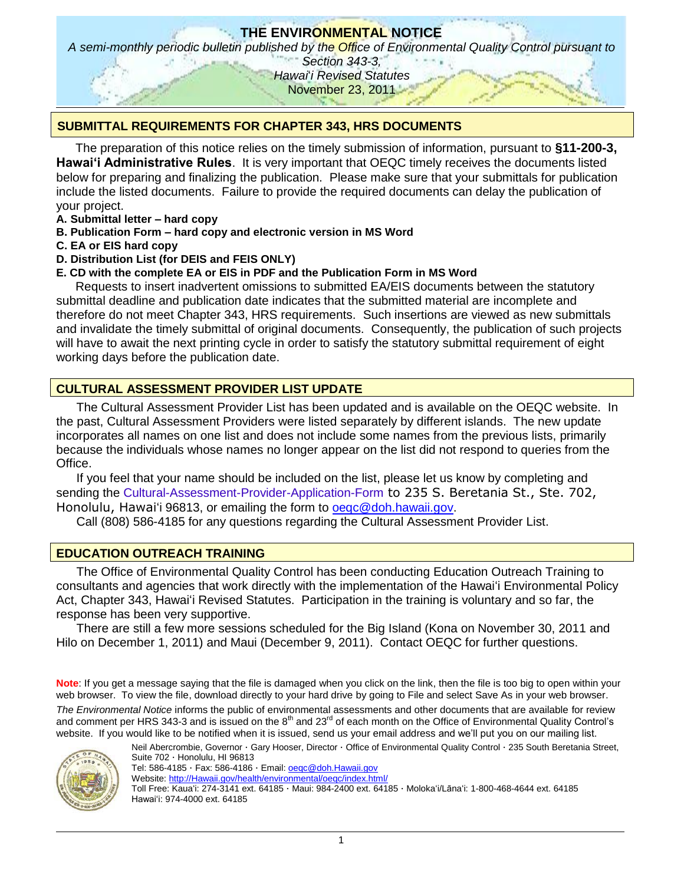# THE ENVIRONMENTAL NOTICE

*A semi-monthly periodic bulletin published by the Office of Environmental Quality Control pursuant to Section 343-3,*
*Hawaiʻi Revised Statutes*
November 23, 2011

## SUBMITTAL REQUIREMENTS FOR CHAPTER 343, HRS DOCUMENTS

The preparation of this notice relies on the timely submission of information, pursuant to **§11-200-3, Hawaiʻi Administrative Rules**. It is very important that OEQC timely receives the documents listed below for preparing and finalizing the publication. Please make sure that your submittals for publication include the listed documents. Failure to provide the required documents can delay the publication of your project.

**A. Submittal letter – hard copy**
**B. Publication Form – hard copy and electronic version in MS Word**
**C. EA or EIS hard copy**
**D. Distribution List (for DEIS and FEIS ONLY)**
**E. CD with the complete EA or EIS in PDF and the Publication Form in MS Word**

Requests to insert inadvertent omissions to submitted EA/EIS documents between the statutory submittal deadline and publication date indicates that the submitted material are incomplete and therefore do not meet Chapter 343, HRS requirements. Such insertions are viewed as new submittals and invalidate the timely submittal of original documents. Consequently, the publication of such projects will have to await the next printing cycle in order to satisfy the statutory submittal requirement of eight working days before the publication date.

## CULTURAL ASSESSMENT PROVIDER LIST UPDATE

The Cultural Assessment Provider List has been updated and is available on the OEQC website. In the past, Cultural Assessment Providers were listed separately by different islands. The new update incorporates all names on one list and does not include some names from the previous lists, primarily because the individuals whose names no longer appear on the list did not respond to queries from the Office.

If you feel that your name should be included on the list, please let us know by completing and sending the Cultural-Assessment-Provider-Application-Form to 235 S. Beretania St., Ste. 702, Honolulu, Hawaiʻi 96813, or emailing the form to oeqc@doh.hawaii.gov.

Call (808) 586-4185 for any questions regarding the Cultural Assessment Provider List.

## EDUCATION OUTREACH TRAINING

The Office of Environmental Quality Control has been conducting Education Outreach Training to consultants and agencies that work directly with the implementation of the Hawaiʻi Environmental Policy Act, Chapter 343, Hawaiʻi Revised Statutes. Participation in the training is voluntary and so far, the response has been very supportive.

There are still a few more sessions scheduled for the Big Island (Kona on November 30, 2011 and Hilo on December 1, 2011) and Maui (December 9, 2011). Contact OEQC for further questions.

**Note**: If you get a message saying that the file is damaged when you click on the link, then the file is too big to open within your web browser. To view the file, download directly to your hard drive by going to File and select Save As in your web browser.

*The Environmental Notice* informs the public of environmental assessments and other documents that are available for review and comment per HRS 343-3 and is issued on the 8th and 23rd of each month on the Office of Environmental Quality Control's website. If you would like to be notified when it is issued, send us your email address and we'll put you on our mailing list.

Neil Abercrombie, Governor · Gary Hooser, Director · Office of Environmental Quality Control · 235 South Beretania Street, Suite 702 · Honolulu, HI 96813
Tel: 586-4185 · Fax: 586-4186 · Email: oeqc@doh.Hawaii.gov
Website: http://Hawaii.gov/health/environmental/oeqc/index.html/
Toll Free: Kauaʻi: 274-3141 ext. 64185 · Maui: 984-2400 ext. 64185 · Molokaʻi/Lānaʻi: 1-800-468-4644 ext. 64185
Hawaiʻi: 974-4000 ext. 64185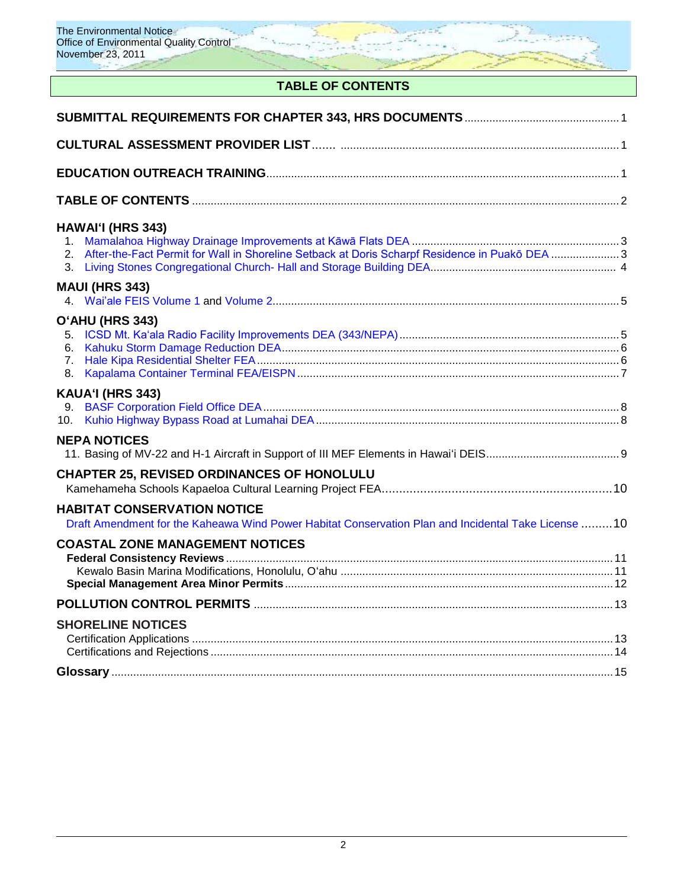## TABLE OF CONTENTS

**SUBMITTAL REQUIREMENTS FOR CHAPTER 343, HRS DOCUMENTS** ........ 1

**CULTURAL ASSESSMENT PROVIDER LIST** ........ 1

**EDUCATION OUTREACH TRAINING** ........ 1

**TABLE OF CONTENTS** ........ 2

**HAWAIʻI (HRS 343)**

1. Mamalahoa Highway Drainage Improvements at Kāwā Flats DEA ........ 3
2. After-the-Fact Permit for Wall in Shoreline Setback at Doris Scharpf Residence in Puakō DEA ........ 3
3. Living Stones Congregational Church- Hall and Storage Building DEA ........ 4

**MAUI (HRS 343)**

4. Wai'ale FEIS Volume 1 and Volume 2 ........ 5

**OʻAHU (HRS 343)**

5. ICSD Mt. Kaʻala Radio Facility Improvements DEA (343/NEPA) ........ 5
6. Kahuku Storm Damage Reduction DEA ........ 6
7. Hale Kipa Residential Shelter FEA ........ 6
8. Kapalama Container Terminal FEA/EISPN ........ 7

**KAUAʻI (HRS 343)**

9. BASF Corporation Field Office DEA ........ 8
10. Kuhio Highway Bypass Road at Lumahai DEA ........ 8

**NEPA NOTICES**

11. Basing of MV-22 and H-1 Aircraft in Support of III MEF Elements in Hawaiʻi DEIS ........ 9

**CHAPTER 25, REVISED ORDINANCES OF HONOLULU**

Kamehameha Schools Kapaeloa Cultural Learning Project FEA ........ 10

**HABITAT CONSERVATION NOTICE**

Draft Amendment for the Kaheawa Wind Power Habitat Conservation Plan and Incidental Take License ........ 10

**COASTAL ZONE MANAGEMENT NOTICES**

**Federal Consistency Reviews** ........ 11

Kewalo Basin Marina Modifications, Honolulu, Oʻahu ........ 11

**Special Management Area Minor Permits** ........ 12

**POLLUTION CONTROL PERMITS** ........ 13

**SHORELINE NOTICES**

Certification Applications ........ 13

Certifications and Rejections ........ 14

**Glossary** ........ 15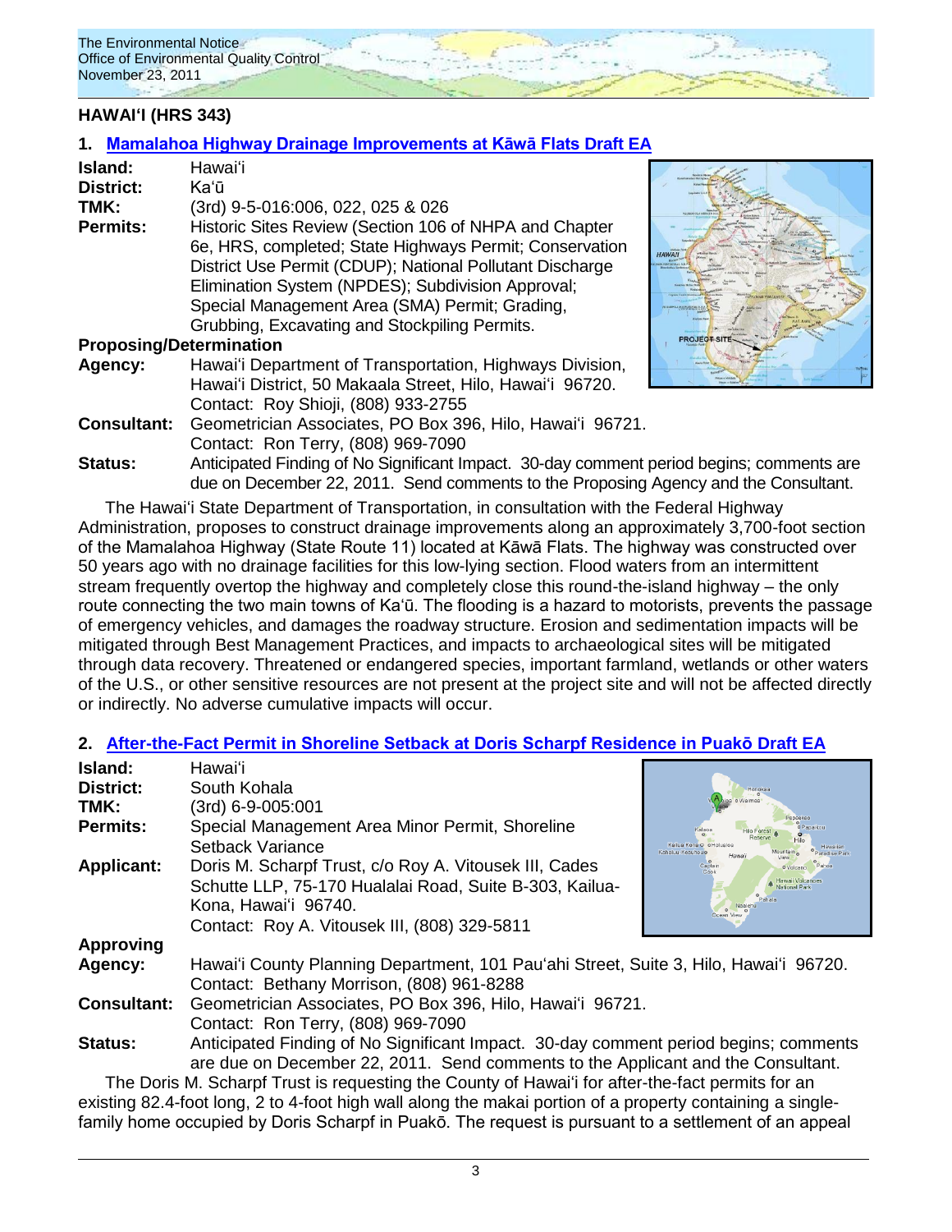## HAWAIʻI (HRS 343)

### 1. Mamalahoa Highway Drainage Improvements at Kāwā Flats Draft EA

**Island:** Hawaiʻi
**District:** Kaʻū
**TMK:** (3rd) 9-5-016:006, 022, 025 & 026
**Permits:** Historic Sites Review (Section 106 of NHPA and Chapter 6e, HRS, completed; State Highways Permit; Conservation District Use Permit (CDUP); National Pollutant Discharge Elimination System (NPDES); Subdivision Approval; Special Management Area (SMA) Permit; Grading, Grubbing, Excavating and Stockpiling Permits.
**Proposing/Determination Agency:** Hawaiʻi Department of Transportation, Highways Division, Hawaiʻi District, 50 Makaala Street, Hilo, Hawaiʻi 96720.
Contact: Roy Shioji, (808) 933-2755
**Consultant:** Geometrician Associates, PO Box 396, Hilo, Hawaiʻi 96721.
Contact: Ron Terry, (808) 969-7090
**Status:** Anticipated Finding of No Significant Impact. 30-day comment period begins; comments are due on December 22, 2011. Send comments to the Proposing Agency and the Consultant.

The Hawaiʻi State Department of Transportation, in consultation with the Federal Highway Administration, proposes to construct drainage improvements along an approximately 3,700-foot section of the Mamalahoa Highway (State Route 11) located at Kāwā Flats. The highway was constructed over 50 years ago with no drainage facilities for this low-lying section. Flood waters from an intermittent stream frequently overtop the highway and completely close this round-the-island highway – the only route connecting the two main towns of Kaʻū. The flooding is a hazard to motorists, prevents the passage of emergency vehicles, and damages the roadway structure. Erosion and sedimentation impacts will be mitigated through Best Management Practices, and impacts to archaeological sites will be mitigated through data recovery. Threatened or endangered species, important farmland, wetlands or other waters of the U.S., or other sensitive resources are not present at the project site and will not be affected directly or indirectly. No adverse cumulative impacts will occur.

### 2. After-the-Fact Permit in Shoreline Setback at Doris Scharpf Residence in Puakō Draft EA

**Island:** Hawaiʻi
**District:** South Kohala
**TMK:** (3rd) 6-9-005:001
**Permits:** Special Management Area Minor Permit, Shoreline Setback Variance
**Applicant:** Doris M. Scharpf Trust, c/o Roy A. Vitousek III, Cades Schutte LLP, 75-170 Hualalai Road, Suite B-303, Kailua-Kona, Hawaiʻi 96740.
Contact: Roy A. Vitousek III, (808) 329-5811
**Approving Agency:** Hawaiʻi County Planning Department, 101 Pauʻahi Street, Suite 3, Hilo, Hawaiʻi 96720.
Contact: Bethany Morrison, (808) 961-8288
**Consultant:** Geometrician Associates, PO Box 396, Hilo, Hawaiʻi 96721.
Contact: Ron Terry, (808) 969-7090
**Status:** Anticipated Finding of No Significant Impact. 30-day comment period begins; comments are due on December 22, 2011. Send comments to the Applicant and the Consultant.

The Doris M. Scharpf Trust is requesting the County of Hawaiʻi for after-the-fact permits for an existing 82.4-foot long, 2 to 4-foot high wall along the makai portion of a property containing a single-family home occupied by Doris Scharpf in Puakō. The request is pursuant to a settlement of an appeal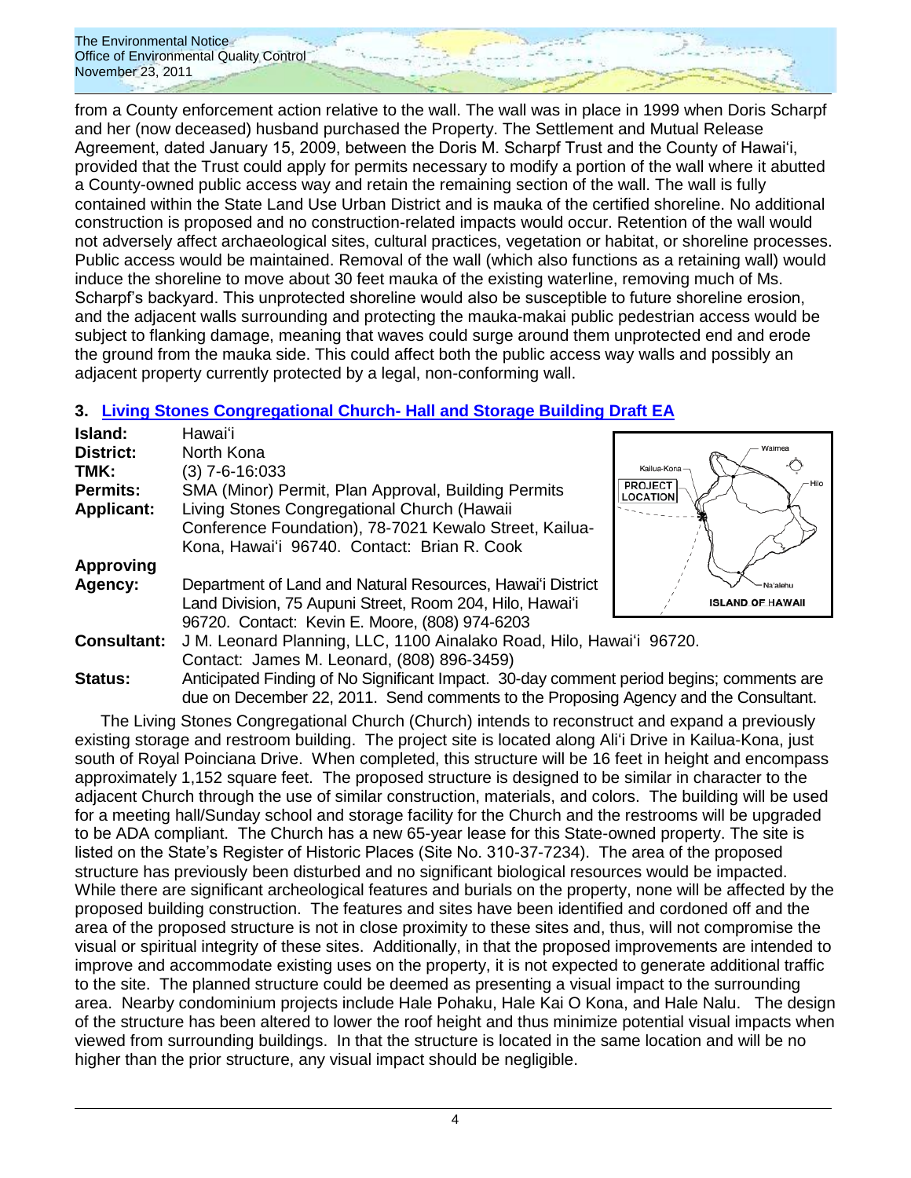from a County enforcement action relative to the wall. The wall was in place in 1999 when Doris Scharpf and her (now deceased) husband purchased the Property. The Settlement and Mutual Release Agreement, dated January 15, 2009, between the Doris M. Scharpf Trust and the County of Hawaiʻi, provided that the Trust could apply for permits necessary to modify a portion of the wall where it abutted a County-owned public access way and retain the remaining section of the wall. The wall is fully contained within the State Land Use Urban District and is mauka of the certified shoreline. No additional construction is proposed and no construction-related impacts would occur. Retention of the wall would not adversely affect archaeological sites, cultural practices, vegetation or habitat, or shoreline processes. Public access would be maintained. Removal of the wall (which also functions as a retaining wall) would induce the shoreline to move about 30 feet mauka of the existing waterline, removing much of Ms. Scharpf's backyard. This unprotected shoreline would also be susceptible to future shoreline erosion, and the adjacent walls surrounding and protecting the mauka-makai public pedestrian access would be subject to flanking damage, meaning that waves could surge around them unprotected end and erode the ground from the mauka side. This could affect both the public access way walls and possibly an adjacent property currently protected by a legal, non-conforming wall.

## 3. Living Stones Congregational Church- Hall and Storage Building Draft EA

**Island:** Hawaiʻi
**District:** North Kona
**TMK:** (3) 7-6-16:033
**Permits:** SMA (Minor) Permit, Plan Approval, Building Permits
**Applicant:** Living Stones Congregational Church (Hawaii Conference Foundation), 78-7021 Kewalo Street, Kailua-Kona, Hawaiʻi 96740. Contact: Brian R. Cook
**Approving Agency:** Department of Land and Natural Resources, Hawaiʻi District Land Division, 75 Aupuni Street, Room 204, Hilo, Hawaiʻi 96720. Contact: Kevin E. Moore, (808) 974-6203
**Consultant:** J M. Leonard Planning, LLC, 1100 Ainalako Road, Hilo, Hawaiʻi 96720. Contact: James M. Leonard, (808) 896-3459)
**Status:** Anticipated Finding of No Significant Impact. 30-day comment period begins; comments are due on December 22, 2011. Send comments to the Proposing Agency and the Consultant.

The Living Stones Congregational Church (Church) intends to reconstruct and expand a previously existing storage and restroom building. The project site is located along Aliʻi Drive in Kailua-Kona, just south of Royal Poinciana Drive. When completed, this structure will be 16 feet in height and encompass approximately 1,152 square feet. The proposed structure is designed to be similar in character to the adjacent Church through the use of similar construction, materials, and colors. The building will be used for a meeting hall/Sunday school and storage facility for the Church and the restrooms will be upgraded to be ADA compliant. The Church has a new 65-year lease for this State-owned property. The site is listed on the State's Register of Historic Places (Site No. 310-37-7234). The area of the proposed structure has previously been disturbed and no significant biological resources would be impacted. While there are significant archeological features and burials on the property, none will be affected by the proposed building construction. The features and sites have been identified and cordoned off and the area of the proposed structure is not in close proximity to these sites and, thus, will not compromise the visual or spiritual integrity of these sites. Additionally, in that the proposed improvements are intended to improve and accommodate existing uses on the property, it is not expected to generate additional traffic to the site. The planned structure could be deemed as presenting a visual impact to the surrounding area. Nearby condominium projects include Hale Pohaku, Hale Kai O Kona, and Hale Nalu. The design of the structure has been altered to lower the roof height and thus minimize potential visual impacts when viewed from surrounding buildings. In that the structure is located in the same location and will be no higher than the prior structure, any visual impact should be negligible.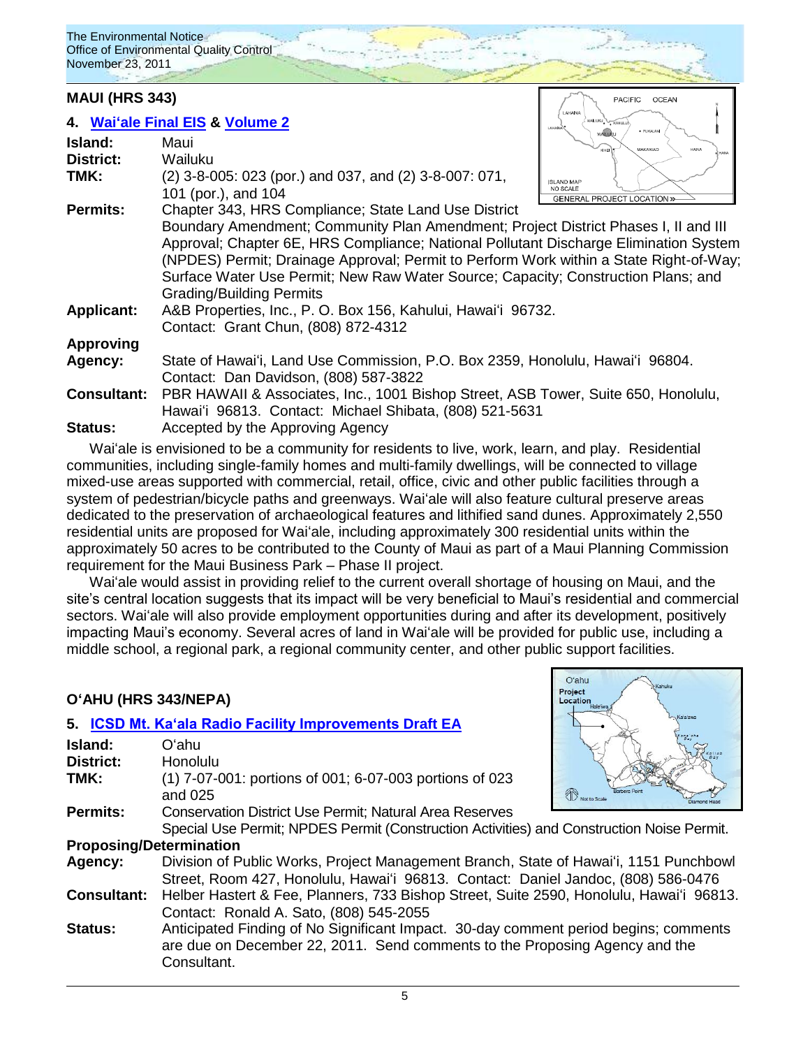## MAUI (HRS 343)

### 4. Waiʻale Final EIS & Volume 2

**Island:** Maui
**District:** Wailuku
**TMK:** (2) 3-8-005: 023 (por.) and 037, and (2) 3-8-007: 071, 101 (por.), and 104
**Permits:** Chapter 343, HRS Compliance; State Land Use District Boundary Amendment; Community Plan Amendment; Project District Phases I, II and III Approval; Chapter 6E, HRS Compliance; National Pollutant Discharge Elimination System (NPDES) Permit; Drainage Approval; Permit to Perform Work within a State Right-of-Way; Surface Water Use Permit; New Raw Water Source; Capacity; Construction Plans; and Grading/Building Permits
**Applicant:** A&B Properties, Inc., P. O. Box 156, Kahului, Hawaiʻi 96732. Contact: Grant Chun, (808) 872-4312
**Approving Agency:** State of Hawaiʻi, Land Use Commission, P.O. Box 2359, Honolulu, Hawaiʻi 96804. Contact: Dan Davidson, (808) 587-3822
**Consultant:** PBR HAWAII & Associates, Inc., 1001 Bishop Street, ASB Tower, Suite 650, Honolulu, Hawaiʻi 96813. Contact: Michael Shibata, (808) 521-5631
**Status:** Accepted by the Approving Agency

Waiʻale is envisioned to be a community for residents to live, work, learn, and play. Residential communities, including single-family homes and multi-family dwellings, will be connected to village mixed-use areas supported with commercial, retail, office, civic and other public facilities through a system of pedestrian/bicycle paths and greenways. Waiʻale will also feature cultural preserve areas dedicated to the preservation of archaeological features and lithified sand dunes. Approximately 2,550 residential units are proposed for Waiʻale, including approximately 300 residential units within the approximately 50 acres to be contributed to the County of Maui as part of a Maui Planning Commission requirement for the Maui Business Park – Phase II project.

Waiʻale would assist in providing relief to the current overall shortage of housing on Maui, and the site's central location suggests that its impact will be very beneficial to Maui's residential and commercial sectors. Waiʻale will also provide employment opportunities during and after its development, positively impacting Maui's economy. Several acres of land in Waiʻale will be provided for public use, including a middle school, a regional park, a regional community center, and other public support facilities.

## OʻAHU (HRS 343/NEPA)

### 5. ICSD Mt. Kaʻala Radio Facility Improvements Draft EA

**Island:** Oʻahu
**District:** Honolulu
**TMK:** (1) 7-07-001: portions of 001; 6-07-003 portions of 023 and 025
**Permits:** Conservation District Use Permit; Natural Area Reserves Special Use Permit; NPDES Permit (Construction Activities) and Construction Noise Permit.
**Proposing/Determination Agency:** Division of Public Works, Project Management Branch, State of Hawaiʻi, 1151 Punchbowl Street, Room 427, Honolulu, Hawaiʻi 96813. Contact: Daniel Jandoc, (808) 586-0476
**Consultant:** Helber Hastert & Fee, Planners, 733 Bishop Street, Suite 2590, Honolulu, Hawaiʻi 96813. Contact: Ronald A. Sato, (808) 545-2055
**Status:** Anticipated Finding of No Significant Impact. 30-day comment period begins; comments are due on December 22, 2011. Send comments to the Proposing Agency and the Consultant.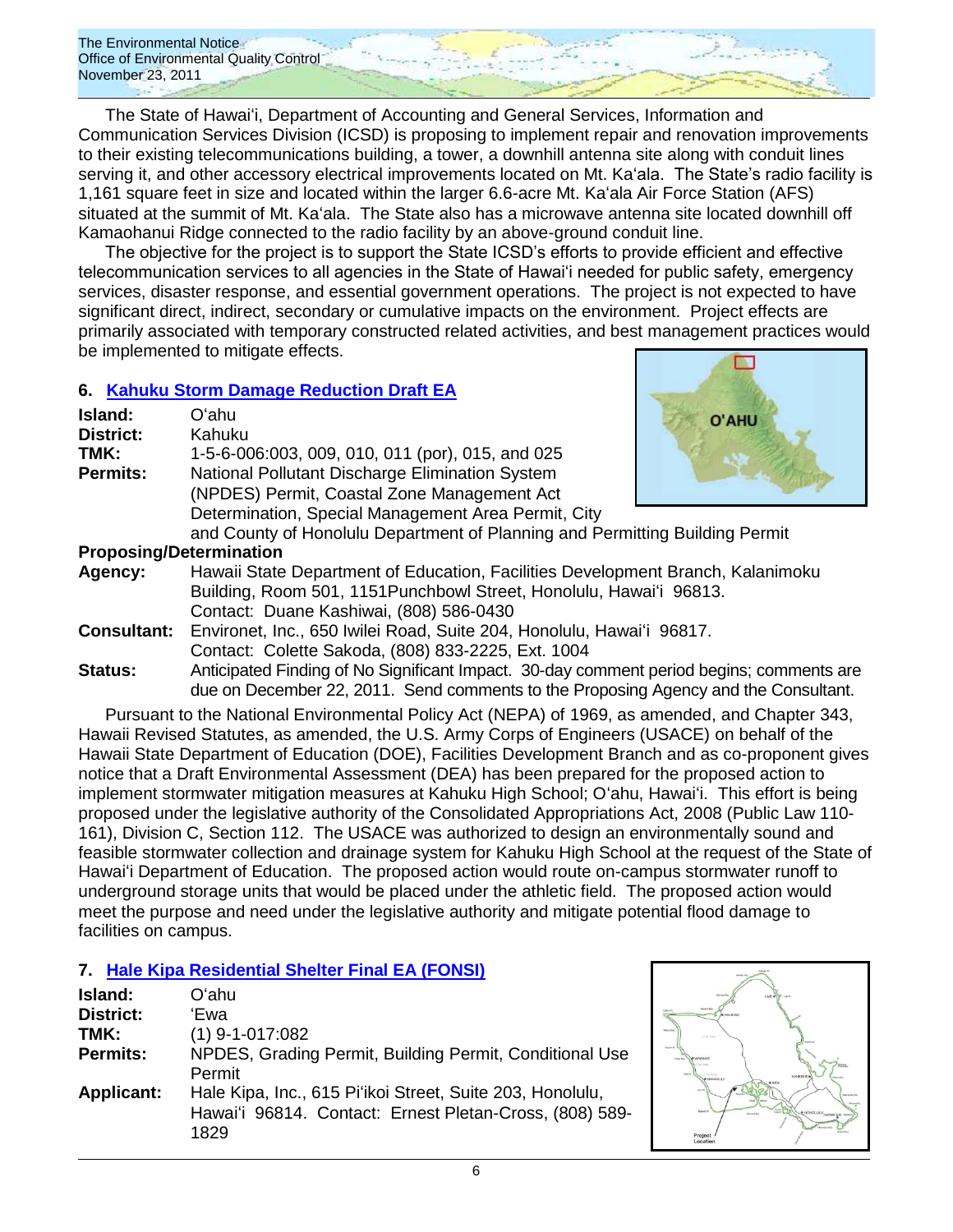The State of Hawaiʻi, Department of Accounting and General Services, Information and Communication Services Division (ICSD) is proposing to implement repair and renovation improvements to their existing telecommunications building, a tower, a downhill antenna site along with conduit lines serving it, and other accessory electrical improvements located on Mt. Kaʻala. The State's radio facility is 1,161 square feet in size and located within the larger 6.6-acre Mt. Kaʻala Air Force Station (AFS) situated at the summit of Mt. Kaʻala. The State also has a microwave antenna site located downhill off Kamaohanui Ridge connected to the radio facility by an above-ground conduit line.

The objective for the project is to support the State ICSD's efforts to provide efficient and effective telecommunication services to all agencies in the State of Hawaiʻi needed for public safety, emergency services, disaster response, and essential government operations. The project is not expected to have significant direct, indirect, secondary or cumulative impacts on the environment. Project effects are primarily associated with temporary constructed related activities, and best management practices would be implemented to mitigate effects.

## 6. Kahuku Storm Damage Reduction Draft EA

**Island:** Oʻahu
**District:** Kahuku
**TMK:** 1-5-6-006:003, 009, 010, 011 (por), 015, and 025
**Permits:** National Pollutant Discharge Elimination System (NPDES) Permit, Coastal Zone Management Act Determination, Special Management Area Permit, City and County of Honolulu Department of Planning and Permitting Building Permit
**Proposing/Determination Agency:** Hawaii State Department of Education, Facilities Development Branch, Kalanimoku Building, Room 501, 1151Punchbowl Street, Honolulu, Hawaiʻi 96813. Contact: Duane Kashiwai, (808) 586-0430
**Consultant:** Environet, Inc., 650 Iwilei Road, Suite 204, Honolulu, Hawaiʻi 96817. Contact: Colette Sakoda, (808) 833-2225, Ext. 1004
**Status:** Anticipated Finding of No Significant Impact. 30-day comment period begins; comments are due on December 22, 2011. Send comments to the Proposing Agency and the Consultant.

Pursuant to the National Environmental Policy Act (NEPA) of 1969, as amended, and Chapter 343, Hawaii Revised Statutes, as amended, the U.S. Army Corps of Engineers (USACE) on behalf of the Hawaii State Department of Education (DOE), Facilities Development Branch and as co-proponent gives notice that a Draft Environmental Assessment (DEA) has been prepared for the proposed action to implement stormwater mitigation measures at Kahuku High School; Oʻahu, Hawaiʻi. This effort is being proposed under the legislative authority of the Consolidated Appropriations Act, 2008 (Public Law 110-161), Division C, Section 112. The USACE was authorized to design an environmentally sound and feasible stormwater collection and drainage system for Kahuku High School at the request of the State of Hawaiʻi Department of Education. The proposed action would route on-campus stormwater runoff to underground storage units that would be placed under the athletic field. The proposed action would meet the purpose and need under the legislative authority and mitigate potential flood damage to facilities on campus.

## 7. Hale Kipa Residential Shelter Final EA (FONSI)

**Island:** Oʻahu
**District:** ʻEwa
**TMK:** (1) 9-1-017:082
**Permits:** NPDES, Grading Permit, Building Permit, Conditional Use Permit
**Applicant:** Hale Kipa, Inc., 615 Piʻikoi Street, Suite 203, Honolulu, Hawaiʻi 96814. Contact: Ernest Pletan-Cross, (808) 589-1829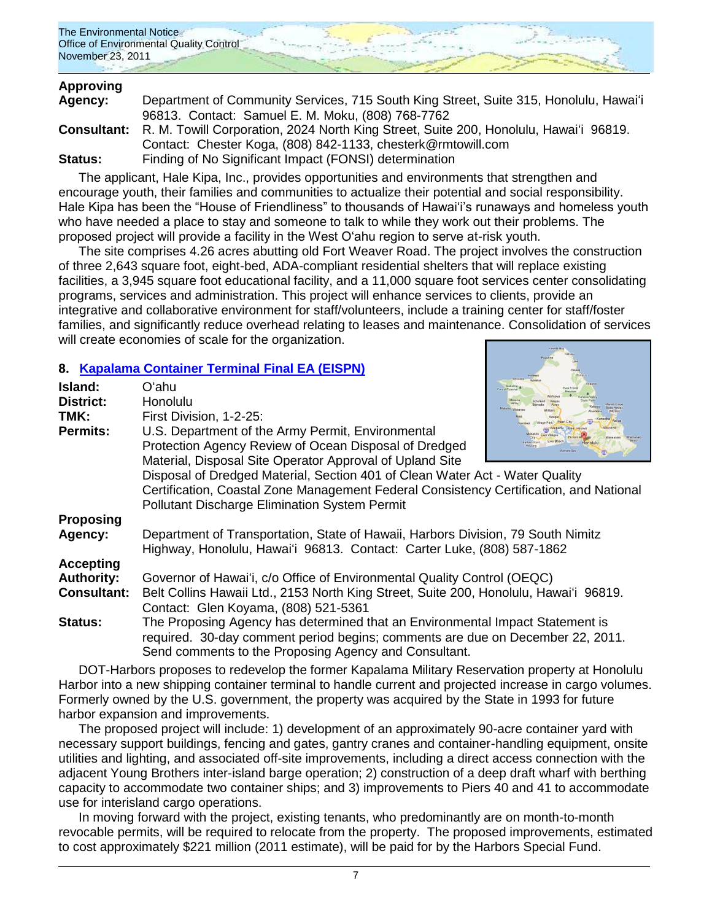**Approving Agency:** Department of Community Services, 715 South King Street, Suite 315, Honolulu, Hawai'i 96813. Contact: Samuel E. M. Moku, (808) 768-7762

**Consultant:** R. M. Towill Corporation, 2024 North King Street, Suite 200, Honolulu, Hawai'i 96819. Contact: Chester Koga, (808) 842-1133, chesterk@rmtowill.com

**Status:** Finding of No Significant Impact (FONSI) determination

The applicant, Hale Kipa, Inc., provides opportunities and environments that strengthen and encourage youth, their families and communities to actualize their potential and social responsibility. Hale Kipa has been the "House of Friendliness" to thousands of Hawai'i's runaways and homeless youth who have needed a place to stay and someone to talk to while they work out their problems. The proposed project will provide a facility in the West O'ahu region to serve at-risk youth.

The site comprises 4.26 acres abutting old Fort Weaver Road. The project involves the construction of three 2,643 square foot, eight-bed, ADA-compliant residential shelters that will replace existing facilities, a 3,945 square foot educational facility, and a 11,000 square foot services center consolidating programs, services and administration. This project will enhance services to clients, provide an integrative and collaborative environment for staff/volunteers, include a training center for staff/foster families, and significantly reduce overhead relating to leases and maintenance. Consolidation of services will create economies of scale for the organization.

## 8. Kapalama Container Terminal Final EA (EISPN)

**Island:** O'ahu

**District:** Honolulu

**TMK:** First Division, 1-2-25:

**Permits:** U.S. Department of the Army Permit, Environmental Protection Agency Review of Ocean Disposal of Dredged Material, Disposal Site Operator Approval of Upland Site Disposal of Dredged Material, Section 401 of Clean Water Act - Water Quality Certification, Coastal Zone Management Federal Consistency Certification, and National Pollutant Discharge Elimination System Permit

**Proposing Agency:** Department of Transportation, State of Hawaii, Harbors Division, 79 South Nimitz Highway, Honolulu, Hawai'i 96813. Contact: Carter Luke, (808) 587-1862

**Accepting Authority:** Governor of Hawai'i, c/o Office of Environmental Quality Control (OEQC)

**Consultant:** Belt Collins Hawaii Ltd., 2153 North King Street, Suite 200, Honolulu, Hawai'i 96819. Contact: Glen Koyama, (808) 521-5361

**Status:** The Proposing Agency has determined that an Environmental Impact Statement is required. 30-day comment period begins; comments are due on December 22, 2011. Send comments to the Proposing Agency and Consultant.

DOT-Harbors proposes to redevelop the former Kapalama Military Reservation property at Honolulu Harbor into a new shipping container terminal to handle current and projected increase in cargo volumes. Formerly owned by the U.S. government, the property was acquired by the State in 1993 for future harbor expansion and improvements.

The proposed project will include: 1) development of an approximately 90-acre container yard with necessary support buildings, fencing and gates, gantry cranes and container-handling equipment, onsite utilities and lighting, and associated off-site improvements, including a direct access connection with the adjacent Young Brothers inter-island barge operation; 2) construction of a deep draft wharf with berthing capacity to accommodate two container ships; and 3) improvements to Piers 40 and 41 to accommodate use for interisland cargo operations.

In moving forward with the project, existing tenants, who predominantly are on month-to-month revocable permits, will be required to relocate from the property. The proposed improvements, estimated to cost approximately $221 million (2011 estimate), will be paid for by the Harbors Special Fund.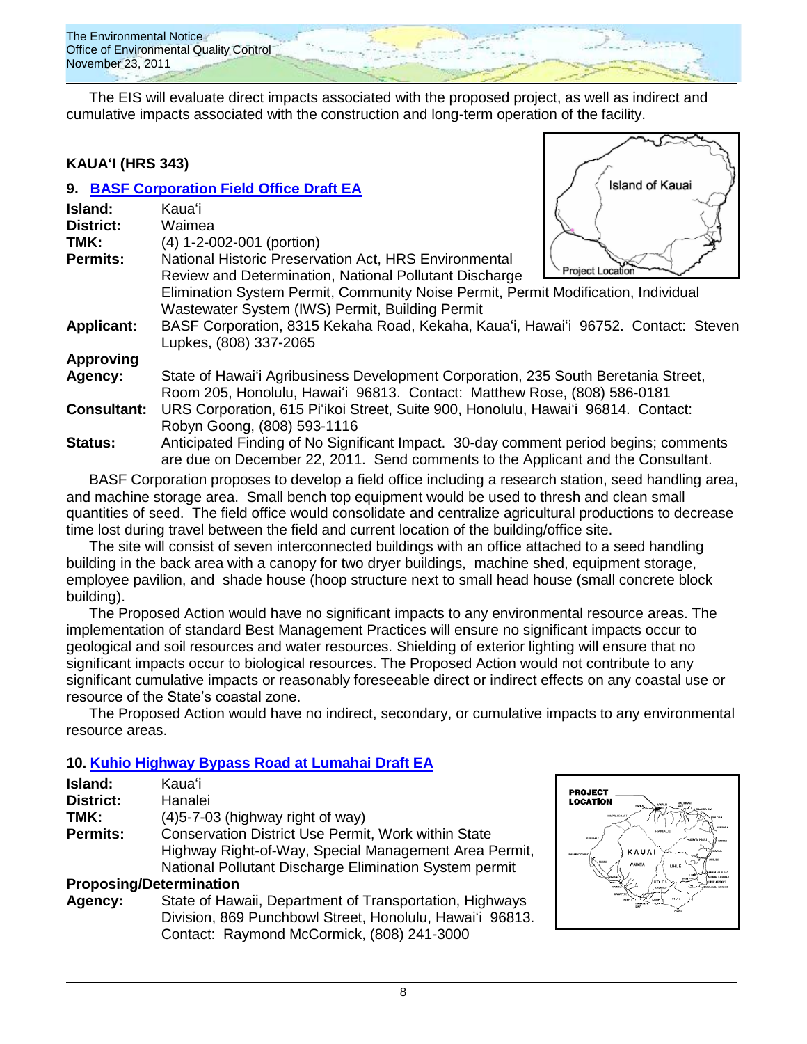The EIS will evaluate direct impacts associated with the proposed project, as well as indirect and cumulative impacts associated with the construction and long-term operation of the facility.

## KAUAʻI (HRS 343)

### 9. BASF Corporation Field Office Draft EA

**Island:** Kauaʻi

**District:** Waimea

**TMK:** (4) 1-2-002-001 (portion)

**Permits:** National Historic Preservation Act, HRS Environmental Review and Determination, National Pollutant Discharge Elimination System Permit, Community Noise Permit, Permit Modification, Individual Wastewater System (IWS) Permit, Building Permit

**Applicant:** BASF Corporation, 8315 Kekaha Road, Kekaha, Kauaʻi, Hawaiʻi 96752. Contact: Steven Lupkes, (808) 337-2065

**Approving Agency:** State of Hawaiʻi Agribusiness Development Corporation, 235 South Beretania Street, Room 205, Honolulu, Hawaiʻi 96813. Contact: Matthew Rose, (808) 586-0181

**Consultant:** URS Corporation, 615 Piʻikoi Street, Suite 900, Honolulu, Hawaiʻi 96814. Contact: Robyn Goong, (808) 593-1116

**Status:** Anticipated Finding of No Significant Impact. 30-day comment period begins; comments are due on December 22, 2011. Send comments to the Applicant and the Consultant.

BASF Corporation proposes to develop a field office including a research station, seed handling area, and machine storage area. Small bench top equipment would be used to thresh and clean small quantities of seed. The field office would consolidate and centralize agricultural productions to decrease time lost during travel between the field and current location of the building/office site.

The site will consist of seven interconnected buildings with an office attached to a seed handling building in the back area with a canopy for two dryer buildings, machine shed, equipment storage, employee pavilion, and shade house (hoop structure next to small head house (small concrete block building).

The Proposed Action would have no significant impacts to any environmental resource areas. The implementation of standard Best Management Practices will ensure no significant impacts occur to geological and soil resources and water resources. Shielding of exterior lighting will ensure that no significant impacts occur to biological resources. The Proposed Action would not contribute to any significant cumulative impacts or reasonably foreseeable direct or indirect effects on any coastal use or resource of the State's coastal zone.

The Proposed Action would have no indirect, secondary, or cumulative impacts to any environmental resource areas.

### 10. Kuhio Highway Bypass Road at Lumahai Draft EA

**Island:** Kauaʻi

**District:** Hanalei

**TMK:** (4)5-7-03 (highway right of way)

**Permits:** Conservation District Use Permit, Work within State Highway Right-of-Way, Special Management Area Permit, National Pollutant Discharge Elimination System permit

**Proposing/Determination Agency:** State of Hawaii, Department of Transportation, Highways Division, 869 Punchbowl Street, Honolulu, Hawaiʻi 96813. Contact: Raymond McCormick, (808) 241-3000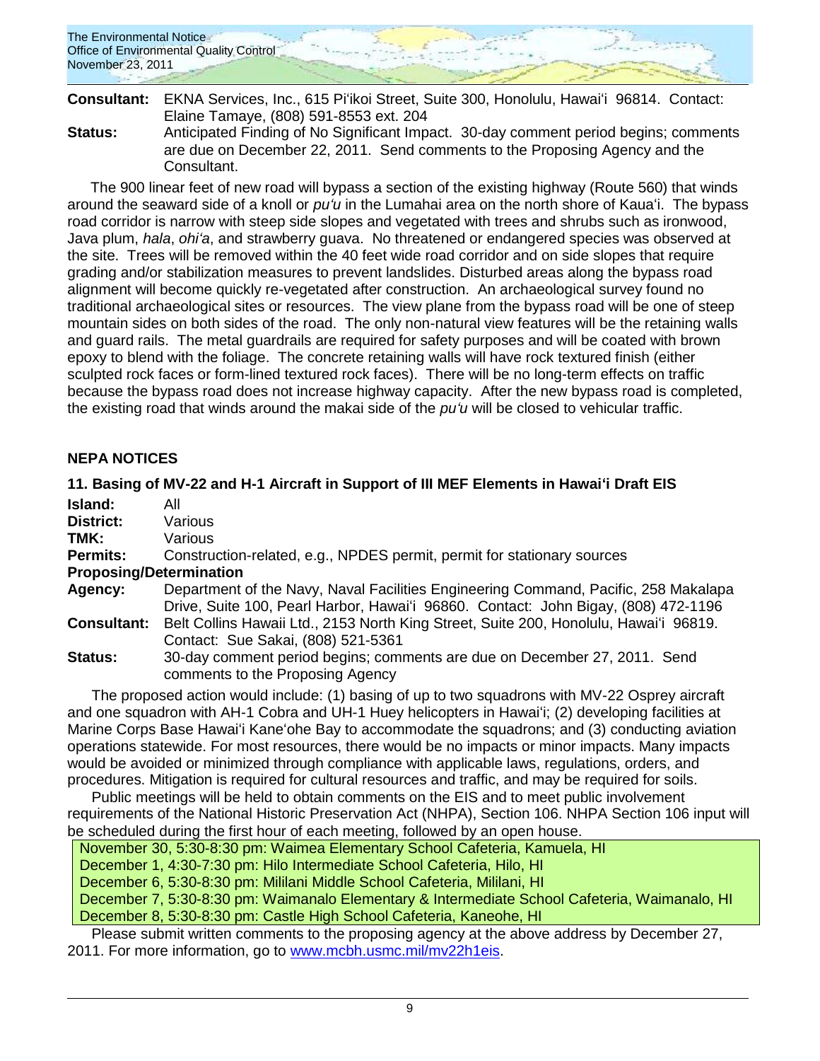**Consultant:** EKNA Services, Inc., 615 Pi'ikoi Street, Suite 300, Honolulu, Hawai'i 96814. Contact: Elaine Tamaye, (808) 591-8553 ext. 204

**Status:** Anticipated Finding of No Significant Impact. 30-day comment period begins; comments are due on December 22, 2011. Send comments to the Proposing Agency and the Consultant.

The 900 linear feet of new road will bypass a section of the existing highway (Route 560) that winds around the seaward side of a knoll or *pu'u* in the Lumahai area on the north shore of Kaua'i. The bypass road corridor is narrow with steep side slopes and vegetated with trees and shrubs such as ironwood, Java plum, *hala*, *ohi'a*, and strawberry guava. No threatened or endangered species was observed at the site. Trees will be removed within the 40 feet wide road corridor and on side slopes that require grading and/or stabilization measures to prevent landslides. Disturbed areas along the bypass road alignment will become quickly re-vegetated after construction. An archaeological survey found no traditional archaeological sites or resources. The view plane from the bypass road will be one of steep mountain sides on both sides of the road. The only non-natural view features will be the retaining walls and guard rails. The metal guardrails are required for safety purposes and will be coated with brown epoxy to blend with the foliage. The concrete retaining walls will have rock textured finish (either sculpted rock faces or form-lined textured rock faces). There will be no long-term effects on traffic because the bypass road does not increase highway capacity. After the new bypass road is completed, the existing road that winds around the makai side of the *pu'u* will be closed to vehicular traffic.

## NEPA NOTICES

### 11. Basing of MV-22 and H-1 Aircraft in Support of III MEF Elements in Hawai'i Draft EIS

**Island:** All

**District:** Various

**TMK:** Various

**Permits:** Construction-related, e.g., NPDES permit, permit for stationary sources

**Proposing/Determination Agency:** Department of the Navy, Naval Facilities Engineering Command, Pacific, 258 Makalapa Drive, Suite 100, Pearl Harbor, Hawai'i 96860. Contact: John Bigay, (808) 472-1196

**Consultant:** Belt Collins Hawaii Ltd., 2153 North King Street, Suite 200, Honolulu, Hawai'i 96819. Contact: Sue Sakai, (808) 521-5361

**Status:** 30-day comment period begins; comments are due on December 27, 2011. Send comments to the Proposing Agency

The proposed action would include: (1) basing of up to two squadrons with MV-22 Osprey aircraft and one squadron with AH-1 Cobra and UH-1 Huey helicopters in Hawai'i; (2) developing facilities at Marine Corps Base Hawai'i Kane'ohe Bay to accommodate the squadrons; and (3) conducting aviation operations statewide. For most resources, there would be no impacts or minor impacts. Many impacts would be avoided or minimized through compliance with applicable laws, regulations, orders, and procedures. Mitigation is required for cultural resources and traffic, and may be required for soils.

Public meetings will be held to obtain comments on the EIS and to meet public involvement requirements of the National Historic Preservation Act (NHPA), Section 106. NHPA Section 106 input will be scheduled during the first hour of each meeting, followed by an open house.

- November 30, 5:30-8:30 pm: Waimea Elementary School Cafeteria, Kamuela, HI
- December 1, 4:30-7:30 pm: Hilo Intermediate School Cafeteria, Hilo, HI
- December 6, 5:30-8:30 pm: Mililani Middle School Cafeteria, Mililani, HI
- December 7, 5:30-8:30 pm: Waimanalo Elementary & Intermediate School Cafeteria, Waimanalo, HI
- December 8, 5:30-8:30 pm: Castle High School Cafeteria, Kaneohe, HI

Please submit written comments to the proposing agency at the above address by December 27, 2011. For more information, go to www.mcbh.usmc.mil/mv22h1eis.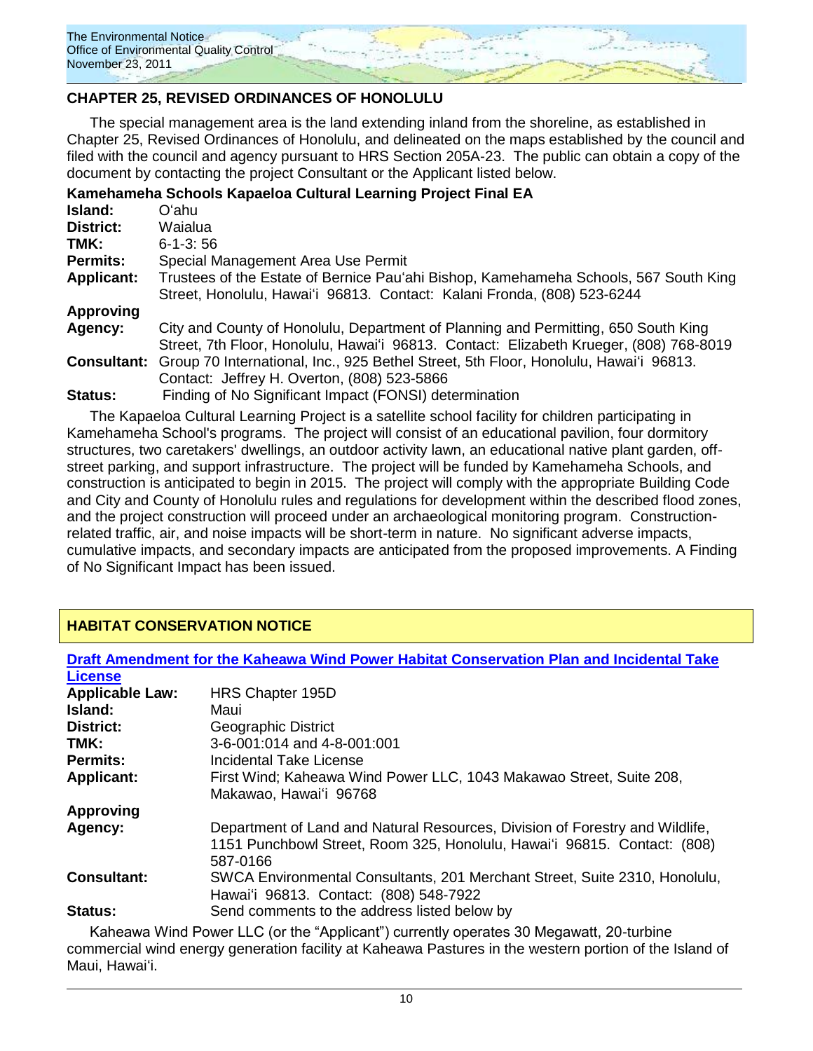## CHAPTER 25, REVISED ORDINANCES OF HONOLULU

The special management area is the land extending inland from the shoreline, as established in Chapter 25, Revised Ordinances of Honolulu, and delineated on the maps established by the council and filed with the council and agency pursuant to HRS Section 205A-23. The public can obtain a copy of the document by contacting the project Consultant or the Applicant listed below.

### Kamehameha Schools Kapaeloa Cultural Learning Project Final EA

**Island:** O'ahu
**District:** Waialua
**TMK:** 6-1-3: 56
**Permits:** Special Management Area Use Permit
**Applicant:** Trustees of the Estate of Bernice Pau'ahi Bishop, Kamehameha Schools, 567 South King Street, Honolulu, Hawai'i 96813. Contact: Kalani Fronda, (808) 523-6244
**Approving Agency:** City and County of Honolulu, Department of Planning and Permitting, 650 South King Street, 7th Floor, Honolulu, Hawai'i 96813. Contact: Elizabeth Krueger, (808) 768-8019
**Consultant:** Group 70 International, Inc., 925 Bethel Street, 5th Floor, Honolulu, Hawai'i 96813. Contact: Jeffrey H. Overton, (808) 523-5866
**Status:** Finding of No Significant Impact (FONSI) determination

The Kapaeloa Cultural Learning Project is a satellite school facility for children participating in Kamehameha School's programs. The project will consist of an educational pavilion, four dormitory structures, two caretakers' dwellings, an outdoor activity lawn, an educational native plant garden, off-street parking, and support infrastructure. The project will be funded by Kamehameha Schools, and construction is anticipated to begin in 2015. The project will comply with the appropriate Building Code and City and County of Honolulu rules and regulations for development within the described flood zones, and the project construction will proceed under an archaeological monitoring program. Construction-related traffic, air, and noise impacts will be short-term in nature. No significant adverse impacts, cumulative impacts, and secondary impacts are anticipated from the proposed improvements. A Finding of No Significant Impact has been issued.

## HABITAT CONSERVATION NOTICE

### Draft Amendment for the Kaheawa Wind Power Habitat Conservation Plan and Incidental Take License

**Applicable Law:** HRS Chapter 195D
**Island:** Maui
**District:** Geographic District
**TMK:** 3-6-001:014 and 4-8-001:001
**Permits:** Incidental Take License
**Applicant:** First Wind; Kaheawa Wind Power LLC, 1043 Makawao Street, Suite 208, Makawao, Hawai'i 96768
**Approving Agency:** Department of Land and Natural Resources, Division of Forestry and Wildlife, 1151 Punchbowl Street, Room 325, Honolulu, Hawai'i 96815. Contact: (808) 587-0166
**Consultant:** SWCA Environmental Consultants, 201 Merchant Street, Suite 2310, Honolulu, Hawai'i 96813. Contact: (808) 548-7922
**Status:** Send comments to the address listed below by

Kaheawa Wind Power LLC (or the "Applicant") currently operates 30 Megawatt, 20-turbine commercial wind energy generation facility at Kaheawa Pastures in the western portion of the Island of Maui, Hawai'i.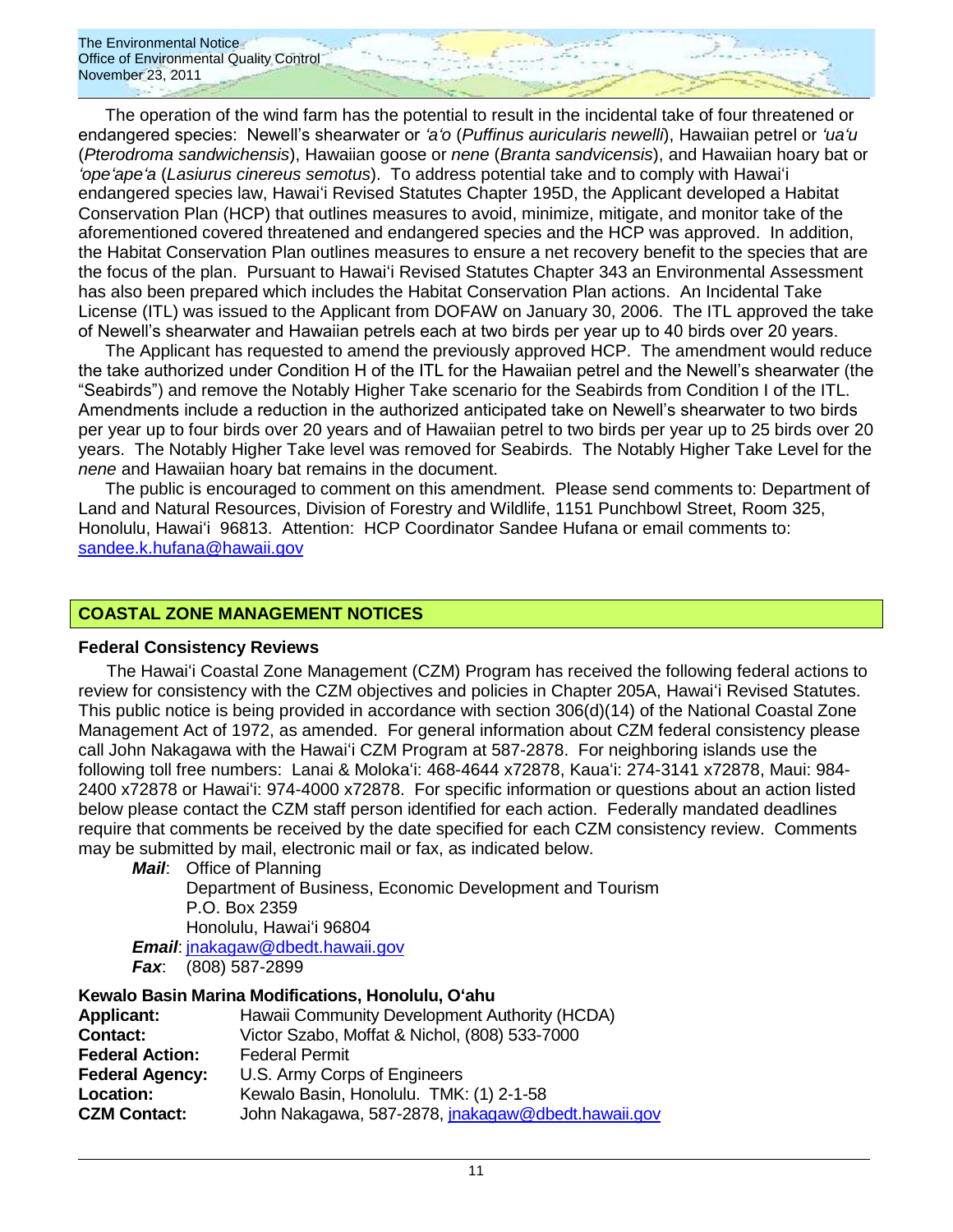The operation of the wind farm has the potential to result in the incidental take of four threatened or endangered species: Newell's shearwater or *'a'o* (*Puffinus auricularis newelli*), Hawaiian petrel or *'ua'u* (*Pterodroma sandwichensis*), Hawaiian goose or *nene* (*Branta sandvicensis*), and Hawaiian hoary bat or *'ope'ape'a* (*Lasiurus cinereus semotus*). To address potential take and to comply with Hawai'i endangered species law, Hawai'i Revised Statutes Chapter 195D, the Applicant developed a Habitat Conservation Plan (HCP) that outlines measures to avoid, minimize, mitigate, and monitor take of the aforementioned covered threatened and endangered species and the HCP was approved. In addition, the Habitat Conservation Plan outlines measures to ensure a net recovery benefit to the species that are the focus of the plan. Pursuant to Hawai'i Revised Statutes Chapter 343 an Environmental Assessment has also been prepared which includes the Habitat Conservation Plan actions. An Incidental Take License (ITL) was issued to the Applicant from DOFAW on January 30, 2006. The ITL approved the take of Newell's shearwater and Hawaiian petrels each at two birds per year up to 40 birds over 20 years.

The Applicant has requested to amend the previously approved HCP. The amendment would reduce the take authorized under Condition H of the ITL for the Hawaiian petrel and the Newell's shearwater (the "Seabirds") and remove the Notably Higher Take scenario for the Seabirds from Condition I of the ITL. Amendments include a reduction in the authorized anticipated take on Newell's shearwater to two birds per year up to four birds over 20 years and of Hawaiian petrel to two birds per year up to 25 birds over 20 years. The Notably Higher Take level was removed for Seabirds. The Notably Higher Take Level for the *nene* and Hawaiian hoary bat remains in the document.

The public is encouraged to comment on this amendment. Please send comments to: Department of Land and Natural Resources, Division of Forestry and Wildlife, 1151 Punchbowl Street, Room 325, Honolulu, Hawai'i 96813. Attention: HCP Coordinator Sandee Hufana or email comments to: sandee.k.hufana@hawaii.gov

## COASTAL ZONE MANAGEMENT NOTICES

### Federal Consistency Reviews

The Hawai'i Coastal Zone Management (CZM) Program has received the following federal actions to review for consistency with the CZM objectives and policies in Chapter 205A, Hawai'i Revised Statutes. This public notice is being provided in accordance with section 306(d)(14) of the National Coastal Zone Management Act of 1972, as amended. For general information about CZM federal consistency please call John Nakagawa with the Hawai'i CZM Program at 587-2878. For neighboring islands use the following toll free numbers: Lanai & Moloka'i: 468-4644 x72878, Kaua'i: 274-3141 x72878, Maui: 984-2400 x72878 or Hawai'i: 974-4000 x72878. For specific information or questions about an action listed below please contact the CZM staff person identified for each action. Federally mandated deadlines require that comments be received by the date specified for each CZM consistency review. Comments may be submitted by mail, electronic mail or fax, as indicated below.

***Mail***: Office of Planning
Department of Business, Economic Development and Tourism
P.O. Box 2359
Honolulu, Hawai'i 96804

***Email***: jnakagaw@dbedt.hawaii.gov

***Fax***: (808) 587-2899

### Kewalo Basin Marina Modifications, Honolulu, O'ahu

**Applicant:** Hawaii Community Development Authority (HCDA)
**Contact:** Victor Szabo, Moffat & Nichol, (808) 533-7000
**Federal Action:** Federal Permit
**Federal Agency:** U.S. Army Corps of Engineers
**Location:** Kewalo Basin, Honolulu. TMK: (1) 2-1-58
**CZM Contact:** John Nakagawa, 587-2878, jnakagaw@dbedt.hawaii.gov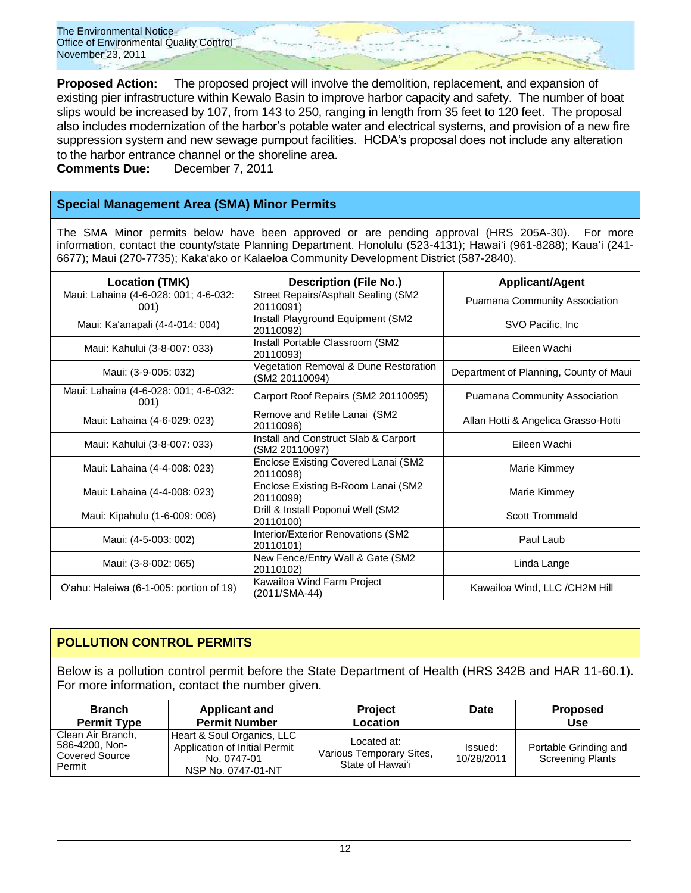**Proposed Action:** The proposed project will involve the demolition, replacement, and expansion of existing pier infrastructure within Kewalo Basin to improve harbor capacity and safety. The number of boat slips would be increased by 107, from 143 to 250, ranging in length from 35 feet to 120 feet. The proposal also includes modernization of the harbor's potable water and electrical systems, and provision of a new fire suppression system and new sewage pumpout facilities. HCDA's proposal does not include any alteration to the harbor entrance channel or the shoreline area.
**Comments Due:** December 7, 2011

## Special Management Area (SMA) Minor Permits

The SMA Minor permits below have been approved or are pending approval (HRS 205A-30). For more information, contact the county/state Planning Department. Honolulu (523-4131); Hawai'i (961-8288); Kaua'i (241-6677); Maui (270-7735); Kaka'ako or Kalaeloa Community Development District (587-2840).

| Location (TMK) | Description (File No.) | Applicant/Agent |
|---|---|---|
| Maui: Lahaina (4-6-028: 001; 4-6-032: 001) | Street Repairs/Asphalt Sealing (SM2 20110091) | Puamana Community Association |
| Maui: Ka'anapali (4-4-014: 004) | Install Playground Equipment (SM2 20110092) | SVO Pacific, Inc |
| Maui: Kahului (3-8-007: 033) | Install Portable Classroom (SM2 20110093) | Eileen Wachi |
| Maui: (3-9-005: 032) | Vegetation Removal & Dune Restoration (SM2 20110094) | Department of Planning, County of Maui |
| Maui: Lahaina (4-6-028: 001; 4-6-032: 001) | Carport Roof Repairs (SM2 20110095) | Puamana Community Association |
| Maui: Lahaina (4-6-029: 023) | Remove and Retile Lanai (SM2 20110096) | Allan Hotti & Angelica Grasso-Hotti |
| Maui: Kahului (3-8-007: 033) | Install and Construct Slab & Carport (SM2 20110097) | Eileen Wachi |
| Maui: Lahaina (4-4-008: 023) | Enclose Existing Covered Lanai (SM2 20110098) | Marie Kimmey |
| Maui: Lahaina (4-4-008: 023) | Enclose Existing B-Room Lanai (SM2 20110099) | Marie Kimmey |
| Maui: Kipahulu (1-6-009: 008) | Drill & Install Poponui Well (SM2 20110100) | Scott Trommald |
| Maui: (4-5-003: 002) | Interior/Exterior Renovations (SM2 20110101) | Paul Laub |
| Maui: (3-8-002: 065) | New Fence/Entry Wall & Gate (SM2 20110102) | Linda Lange |
| O'ahu: Haleiwa (6-1-005: portion of 19) | Kawailoa Wind Farm Project (2011/SMA-44) | Kawailoa Wind, LLC /CH2M Hill |

## POLLUTION CONTROL PERMITS

Below is a pollution control permit before the State Department of Health (HRS 342B and HAR 11-60.1). For more information, contact the number given.

| Branch Permit Type | Applicant and Permit Number | Project Location | Date | Proposed Use |
|---|---|---|---|---|
| Clean Air Branch, 586-4200, Non-Covered Source Permit | Heart & Soul Organics, LLC Application of Initial Permit No. 0747-01 NSP No. 0747-01-NT | Located at: Various Temporary Sites, State of Hawai'i | Issued: 10/28/2011 | Portable Grinding and Screening Plants |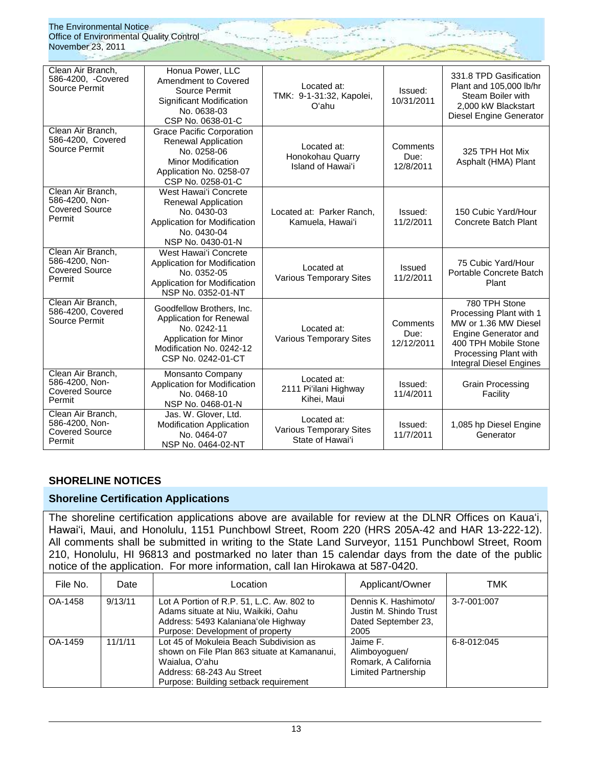| Clean Air Branch, 586-4200, -Covered Source Permit | Honua Power, LLC Amendment to Covered Source Permit Significant Modification No. 0638-03 CSP No. 0638-01-C | Located at: TMK: 9-1-31:32, Kapolei, O'ahu | Issued: 10/31/2011 | 331.8 TPD Gasification Plant and 105,000 lb/hr Steam Boiler with 2,000 kW Blackstart Diesel Engine Generator |
|---|---|---|---|---|
| Clean Air Branch, 586-4200, Covered Source Permit | Grace Pacific Corporation Renewal Application No. 0258-06 Minor Modification Application No. 0258-07 CSP No. 0258-01-C | Located at: Honokohau Quarry Island of Hawai'i | Comments Due: 12/8/2011 | 325 TPH Hot Mix Asphalt (HMA) Plant |
| Clean Air Branch, 586-4200, Non-Covered Source Permit | West Hawai'i Concrete Renewal Application No. 0430-03 Application for Modification No. 0430-04 NSP No. 0430-01-N | Located at: Parker Ranch, Kamuela, Hawai'i | Issued: 11/2/2011 | 150 Cubic Yard/Hour Concrete Batch Plant |
| Clean Air Branch, 586-4200, Non-Covered Source Permit | West Hawai'i Concrete Application for Modification No. 0352-05 Application for Modification NSP No. 0352-01-NT | Located at Various Temporary Sites | Issued 11/2/2011 | 75 Cubic Yard/Hour Portable Concrete Batch Plant |
| Clean Air Branch, 586-4200, Covered Source Permit | Goodfellow Brothers, Inc. Application for Renewal No. 0242-11 Application for Minor Modification No. 0242-12 CSP No. 0242-01-CT | Located at: Various Temporary Sites | Comments Due: 12/12/2011 | 780 TPH Stone Processing Plant with 1 MW or 1.36 MW Diesel Engine Generator and 400 TPH Mobile Stone Processing Plant with Integral Diesel Engines |
| Clean Air Branch, 586-4200, Non-Covered Source Permit | Monsanto Company Application for Modification No. 0468-10 NSP No. 0468-01-N | Located at: 2111 Pi'ilani Highway Kihei, Maui | Issued: 11/4/2011 | Grain Processing Facility |
| Clean Air Branch, 586-4200, Non-Covered Source Permit | Jas. W. Glover, Ltd. Modification Application No. 0464-07 NSP No. 0464-02-NT | Located at: Various Temporary Sites State of Hawai'i | Issued: 11/7/2011 | 1,085 hp Diesel Engine Generator |

## SHORELINE NOTICES

### Shoreline Certification Applications

The shoreline certification applications above are available for review at the DLNR Offices on Kaua'i, Hawai'i, Maui, and Honolulu, 1151 Punchbowl Street, Room 220 (HRS 205A-42 and HAR 13-222-12). All comments shall be submitted in writing to the State Land Surveyor, 1151 Punchbowl Street, Room 210, Honolulu, HI 96813 and postmarked no later than 15 calendar days from the date of the public notice of the application. For more information, call Ian Hirokawa at 587-0420.

| File No. | Date | Location | Applicant/Owner | TMK |
|---|---|---|---|---|
| OA-1458 | 9/13/11 | Lot A Portion of R.P. 51, L.C. Aw. 802 to Adams situate at Niu, Waikiki, Oahu Address: 5493 Kalaniana'ole Highway Purpose: Development of property | Dennis K. Hashimoto/ Justin M. Shindo Trust Dated September 23, 2005 | 3-7-001:007 |
| OA-1459 | 11/1/11 | Lot 45 of Mokuleia Beach Subdivision as shown on File Plan 863 situate at Kamananui, Waialua, O'ahu Address: 68-243 Au Street Purpose: Building setback requirement | Jaime F. Alimboyoguen/ Romark, A California Limited Partnership | 6-8-012:045 |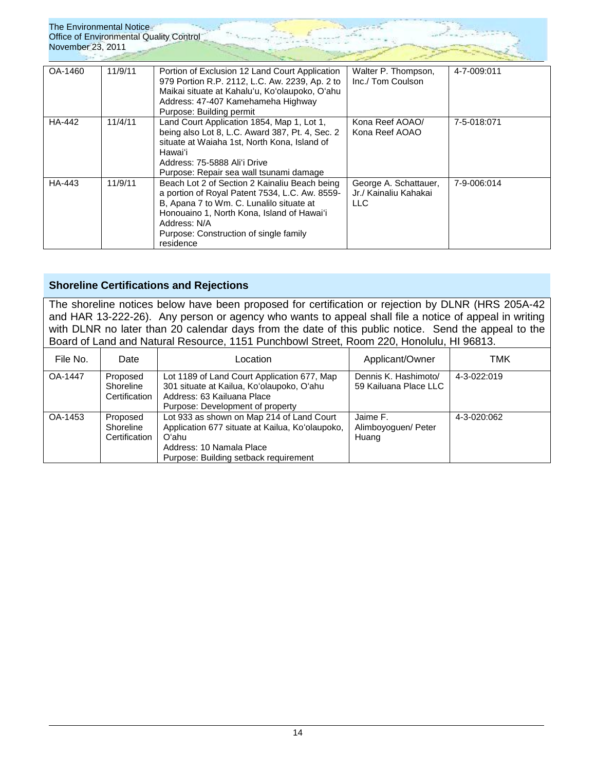| OA-1460 | 11/9/11 | Portion of Exclusion 12 Land Court Application 979 Portion R.P. 2112, L.C. Aw. 2239, Ap. 2 to Maikai situate at Kahaluʻu, Koʻolaupoko, Oʻahu<br>Address: 47-407 Kamehameha Highway<br>Purpose: Building permit | Walter P. Thompson, Inc./ Tom Coulson | 4-7-009:011 |
|---|---|---|---|---|
| HA-442 | 11/4/11 | Land Court Application 1854, Map 1, Lot 1, being also Lot 8, L.C. Award 387, Pt. 4, Sec. 2 situate at Waiaha 1st, North Kona, Island of Hawaiʻi<br>Address: 75-5888 Aliʻi Drive<br>Purpose: Repair sea wall tsunami damage | Kona Reef AOAO/ Kona Reef AOAO | 7-5-018:071 |
| HA-443 | 11/9/11 | Beach Lot 2 of Section 2 Kainaliu Beach being a portion of Royal Patent 7534, L.C. Aw. 8559-B, Apana 7 to Wm. C. Lunalilo situate at Honouaino 1, North Kona, Island of Hawaiʻi<br>Address: N/A<br>Purpose: Construction of single family residence | George A. Schattauer, Jr./ Kainaliu Kahakai LLC | 7-9-006:014 |

## Shoreline Certifications and Rejections

The shoreline notices below have been proposed for certification or rejection by DLNR (HRS 205A-42 and HAR 13-222-26). Any person or agency who wants to appeal shall file a notice of appeal in writing with DLNR no later than 20 calendar days from the date of this public notice. Send the appeal to the Board of Land and Natural Resource, 1151 Punchbowl Street, Room 220, Honolulu, HI 96813.

| File No. | Date | Location | Applicant/Owner | TMK |
|---|---|---|---|---|
| OA-1447 | Proposed Shoreline Certification | Lot 1189 of Land Court Application 677, Map 301 situate at Kailua, Koʻolaupoko, Oʻahu<br>Address: 63 Kailuana Place<br>Purpose: Development of property | Dennis K. Hashimoto/ 59 Kailuana Place LLC | 4-3-022:019 |
| OA-1453 | Proposed Shoreline Certification | Lot 933 as shown on Map 214 of Land Court Application 677 situate at Kailua, Koʻolaupoko, Oʻahu<br>Address: 10 Namala Place<br>Purpose: Building setback requirement | Jaime F. Alimboyoguen/ Peter Huang | 4-3-020:062 |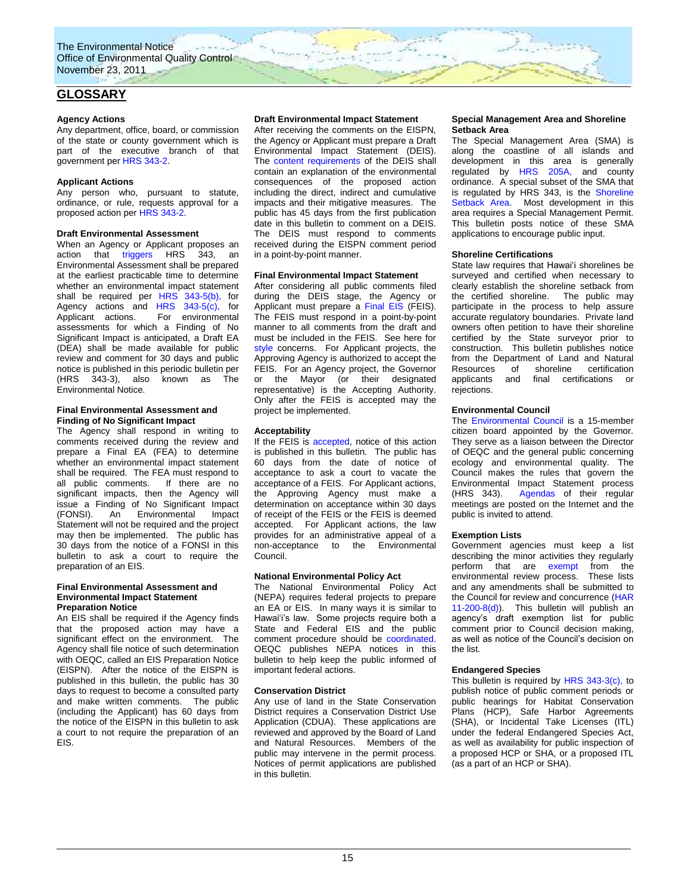## GLOSSARY

### Agency Actions

Any department, office, board, or commission of the state or county government which is part of the executive branch of that government per HRS 343-2.

### Applicant Actions

Any person who, pursuant to statute, ordinance, or rule, requests approval for a proposed action per HRS 343-2.

### Draft Environmental Assessment

When an Agency or Applicant proposes an action that triggers HRS 343, an Environmental Assessment shall be prepared at the earliest practicable time to determine whether an environmental impact statement shall be required per HRS 343-5(b), for Agency actions and HRS 343-5(c), for Applicant actions. For environmental assessments for which a Finding of No Significant Impact is anticipated, a Draft EA (DEA) shall be made available for public review and comment for 30 days and public notice is published in this periodic bulletin per (HRS 343-3), also known as The Environmental Notice.

### Final Environmental Assessment and Finding of No Significant Impact

The Agency shall respond in writing to comments received during the review and prepare a Final EA (FEA) to determine whether an environmental impact statement shall be required. The FEA must respond to all public comments. If there are no significant impacts, then the Agency will issue a Finding of No Significant Impact (FONSI). An Environmental Impact Statement will not be required and the project may then be implemented. The public has 30 days from the notice of a FONSI in this bulletin to ask a court to require the preparation of an EIS.

### Final Environmental Assessment and Environmental Impact Statement Preparation Notice

An EIS shall be required if the Agency finds that the proposed action may have a significant effect on the environment. The Agency shall file notice of such determination with OEQC, called an EIS Preparation Notice (EISPN). After the notice of the EISPN is published in this bulletin, the public has 30 days to request to become a consulted party and make written comments. The public (including the Applicant) has 60 days from the notice of the EISPN in this bulletin to ask a court to not require the preparation of an EIS.

### Draft Environmental Impact Statement

After receiving the comments on the EISPN, the Agency or Applicant must prepare a Draft Environmental Impact Statement (DEIS). The content requirements of the DEIS shall contain an explanation of the environmental consequences of the proposed action including the direct, indirect and cumulative impacts and their mitigative measures. The public has 45 days from the first publication date in this bulletin to comment on a DEIS. The DEIS must respond to comments received during the EISPN comment period in a point-by-point manner.

### Final Environmental Impact Statement

After considering all public comments filed during the DEIS stage, the Agency or Applicant must prepare a Final EIS (FEIS). The FEIS must respond in a point-by-point manner to all comments from the draft and must be included in the FEIS. See here for style concerns. For Applicant projects, the Approving Agency is authorized to accept the FEIS. For an Agency project, the Governor or the Mayor (or their designated representative) is the Accepting Authority. Only after the FEIS is accepted may the project be implemented.

### Acceptability

If the FEIS is accepted, notice of this action is published in this bulletin. The public has 60 days from the date of notice of acceptance to ask a court to vacate the acceptance of a FEIS. For Applicant actions, the Approving Agency must make a determination on acceptance within 30 days of receipt of the FEIS or the FEIS is deemed accepted. For Applicant actions, the law provides for an administrative appeal of a non-acceptance to the Environmental Council.

### National Environmental Policy Act

The National Environmental Policy Act (NEPA) requires federal projects to prepare an EA or EIS. In many ways it is similar to Hawai'i's law. Some projects require both a State and Federal EIS and the public comment procedure should be coordinated. OEQC publishes NEPA notices in this bulletin to help keep the public informed of important federal actions.

### Conservation District

Any use of land in the State Conservation District requires a Conservation District Use Application (CDUA). These applications are reviewed and approved by the Board of Land and Natural Resources. Members of the public may intervene in the permit process. Notices of permit applications are published in this bulletin.

### Special Management Area and Shoreline Setback Area

The Special Management Area (SMA) is along the coastline of all islands and development in this area is generally regulated by HRS 205A, and county ordinance. A special subset of the SMA that is regulated by HRS 343, is the Shoreline Setback Area. Most development in this area requires a Special Management Permit. This bulletin posts notice of these SMA applications to encourage public input.

### Shoreline Certifications

State law requires that Hawai'i shorelines be surveyed and certified when necessary to clearly establish the shoreline setback from the certified shoreline. The public may participate in the process to help assure accurate regulatory boundaries. Private land owners often petition to have their shoreline certified by the State surveyor prior to construction. This bulletin publishes notice from the Department of Land and Natural Resources of shoreline certification applicants and final certifications or rejections.

### Environmental Council

The Environmental Council is a 15-member citizen board appointed by the Governor. They serve as a liaison between the Director of OEQC and the general public concerning ecology and environmental quality. The Council makes the rules that govern the Environmental Impact Statement process (HRS 343). Agendas of their regular meetings are posted on the Internet and the public is invited to attend.

### Exemption Lists

Government agencies must keep a list describing the minor activities they regularly perform that are exempt from the environmental review process. These lists and any amendments shall be submitted to the Council for review and concurrence (HAR 11-200-8(d)). This bulletin will publish an agency's draft exemption list for public comment prior to Council decision making, as well as notice of the Council's decision on the list.

### Endangered Species

This bulletin is required by HRS 343-3(c), to publish notice of public comment periods or public hearings for Habitat Conservation Plans (HCP), Safe Harbor Agreements (SHA), or Incidental Take Licenses (ITL) under the federal Endangered Species Act, as well as availability for public inspection of a proposed HCP or SHA, or a proposed ITL (as a part of an HCP or SHA).